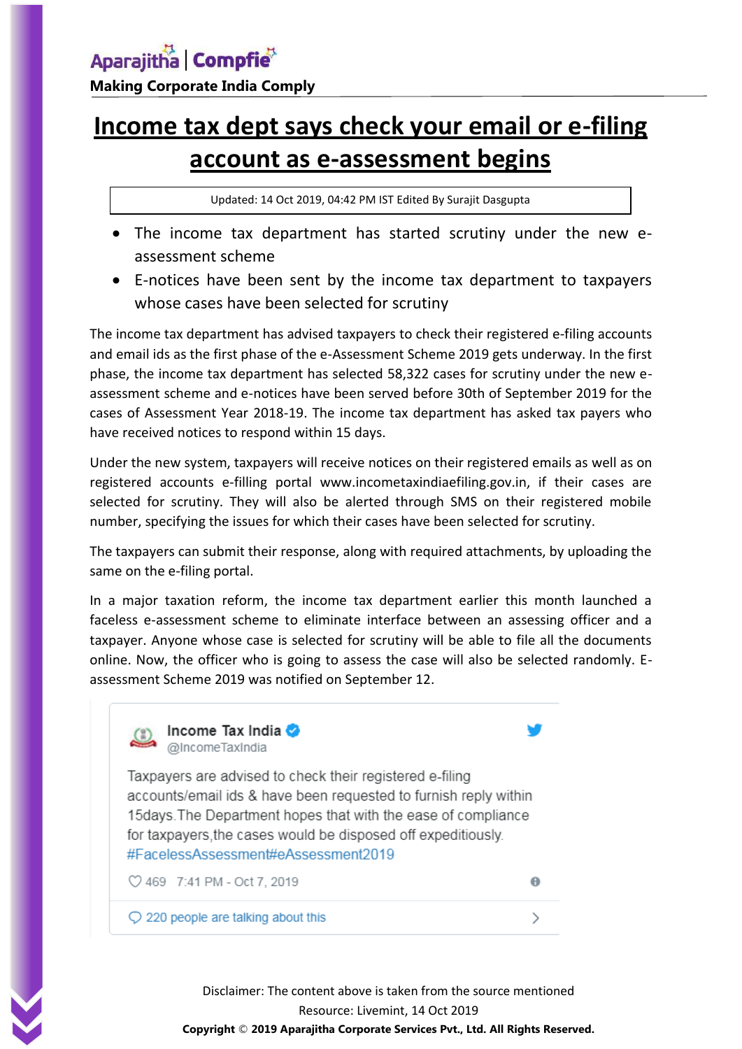Aparajitha | Compfie

**Making Corporate India Comply**

# Income tax dept says check your email or e-filing account as e-assessment begins

Updated: 14 Oct 2019, 04:42 PM IST Edited By Surajit Dasgupta

- The income tax department has started scrutiny under the new e-assessment scheme
- E-notices have been sent by the income tax department to taxpayers whose cases have been selected for scrutiny

The income tax department has advised taxpayers to check their registered e-filing accounts and email ids as the first phase of the e-Assessment Scheme 2019 gets underway. In the first phase, the income tax department has selected 58,322 cases for scrutiny under the new e-assessment scheme and e-notices have been served before 30th of September 2019 for the cases of Assessment Year 2018-19. The income tax department has asked tax payers who have received notices to respond within 15 days.

Under the new system, taxpayers will receive notices on their registered emails as well as on registered accounts e-filling portal www.incometaxindiaefiling.gov.in, if their cases are selected for scrutiny. They will also be alerted through SMS on their registered mobile number, specifying the issues for which their cases have been selected for scrutiny.

The taxpayers can submit their response, along with required attachments, by uploading the same on the e-filing portal.

In a major taxation reform, the income tax department earlier this month launched a faceless e-assessment scheme to eliminate interface between an assessing officer and a taxpayer. Anyone whose case is selected for scrutiny will be able to file all the documents online. Now, the officer who is going to assess the case will also be selected randomly. E-assessment Scheme 2019 was notified on September 12.

> **Income Tax India** @IncomeTaxIndia
>
> Taxpayers are advised to check their registered e-filing accounts/email ids & have been requested to furnish reply within 15days.The Department hopes that with the ease of compliance for taxpayers,the cases would be disposed off expeditiously. #FacelessAssessment#eAssessment2019
>
> 469 7:41 PM - Oct 7, 2019
>
> 220 people are talking about this

Disclaimer: The content above is taken from the source mentioned

Resource: Livemint, 14 Oct 2019

**Copyright © 2019 Aparajitha Corporate Services Pvt., Ltd. All Rights Reserved.**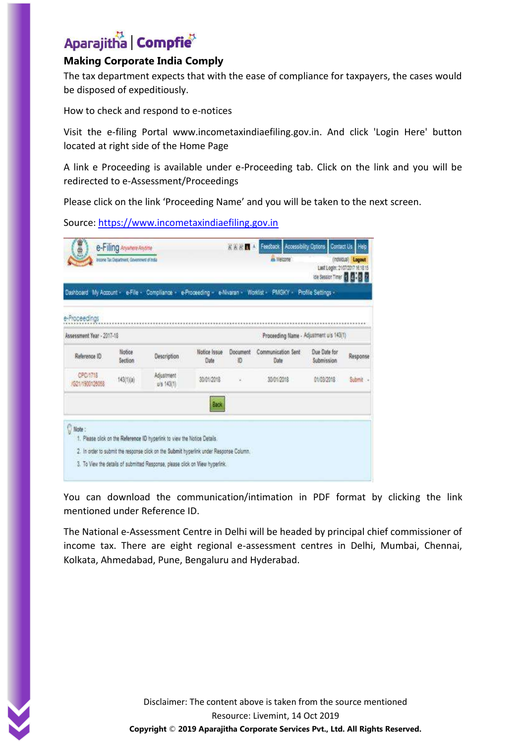## Making Corporate India Comply

The tax department expects that with the ease of compliance for taxpayers, the cases would be disposed of expeditiously.

How to check and respond to e-notices

Visit the e-filing Portal www.incometaxindiaefiling.gov.in. And click 'Login Here' button located at right side of the Home Page

A link e Proceeding is available under e-Proceeding tab. Click on the link and you will be redirected to e-Assessment/Proceedings

Please click on the link 'Proceeding Name' and you will be taken to the next screen.

Source: https://www.incometaxindiaefiling.gov.in

You can download the communication/intimation in PDF format by clicking the link mentioned under Reference ID.

The National e-Assessment Centre in Delhi will be headed by principal chief commissioner of income tax. There are eight regional e-assessment centres in Delhi, Mumbai, Chennai, Kolkata, Ahmedabad, Pune, Bengaluru and Hyderabad.

Disclaimer: The content above is taken from the source mentioned

Resource: Livemint, 14 Oct 2019

**Copyright © 2019 Aparajitha Corporate Services Pvt., Ltd. All Rights Reserved.**